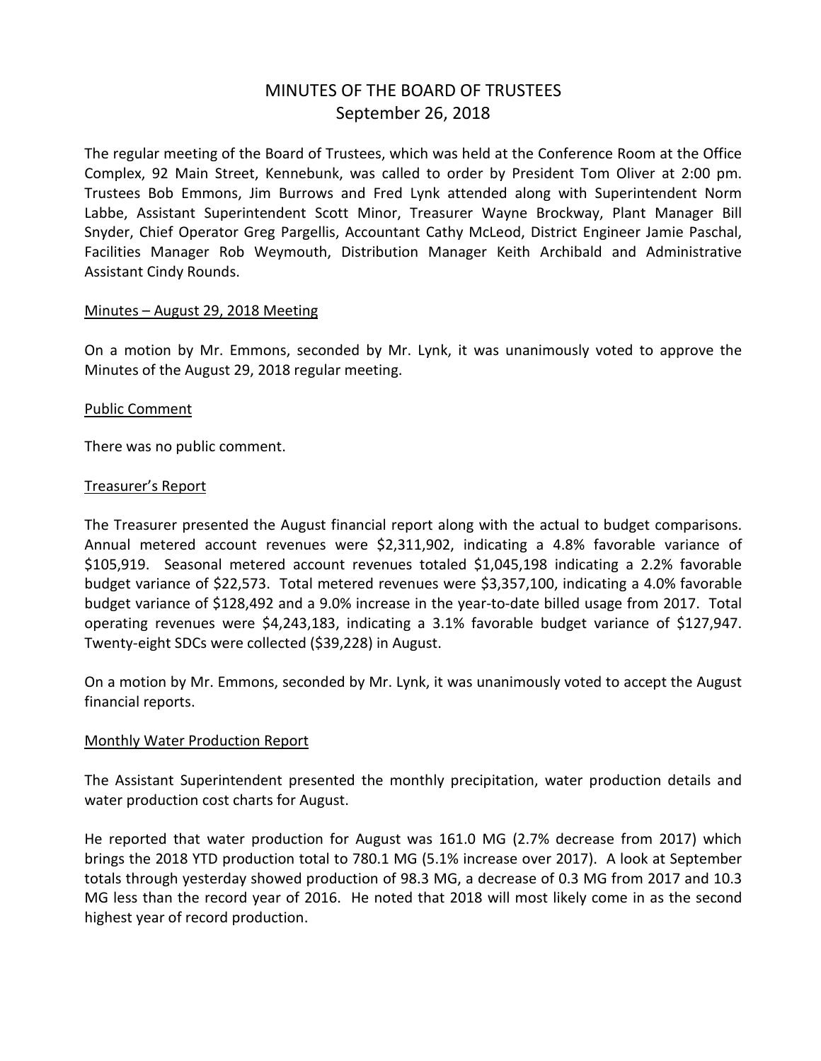# MINUTES OF THE BOARD OF TRUSTEES
## September 26, 2018

The regular meeting of the Board of Trustees, which was held at the Conference Room at the Office Complex, 92 Main Street, Kennebunk, was called to order by President Tom Oliver at 2:00 pm. Trustees Bob Emmons, Jim Burrows and Fred Lynk attended along with Superintendent Norm Labbe, Assistant Superintendent Scott Minor, Treasurer Wayne Brockway, Plant Manager Bill Snyder, Chief Operator Greg Pargellis, Accountant Cathy McLeod, District Engineer Jamie Paschal, Facilities Manager Rob Weymouth, Distribution Manager Keith Archibald and Administrative Assistant Cindy Rounds.

### Minutes – August 29, 2018 Meeting

On a motion by Mr. Emmons, seconded by Mr. Lynk, it was unanimously voted to approve the Minutes of the August 29, 2018 regular meeting.

### Public Comment

There was no public comment.

### Treasurer's Report

The Treasurer presented the August financial report along with the actual to budget comparisons. Annual metered account revenues were $2,311,902, indicating a 4.8% favorable variance of $105,919. Seasonal metered account revenues totaled $1,045,198 indicating a 2.2% favorable budget variance of $22,573. Total metered revenues were $3,357,100, indicating a 4.0% favorable budget variance of $128,492 and a 9.0% increase in the year-to-date billed usage from 2017. Total operating revenues were $4,243,183, indicating a 3.1% favorable budget variance of $127,947. Twenty-eight SDCs were collected ($39,228) in August.

On a motion by Mr. Emmons, seconded by Mr. Lynk, it was unanimously voted to accept the August financial reports.

### Monthly Water Production Report

The Assistant Superintendent presented the monthly precipitation, water production details and water production cost charts for August.

He reported that water production for August was 161.0 MG (2.7% decrease from 2017) which brings the 2018 YTD production total to 780.1 MG (5.1% increase over 2017). A look at September totals through yesterday showed production of 98.3 MG, a decrease of 0.3 MG from 2017 and 10.3 MG less than the record year of 2016. He noted that 2018 will most likely come in as the second highest year of record production.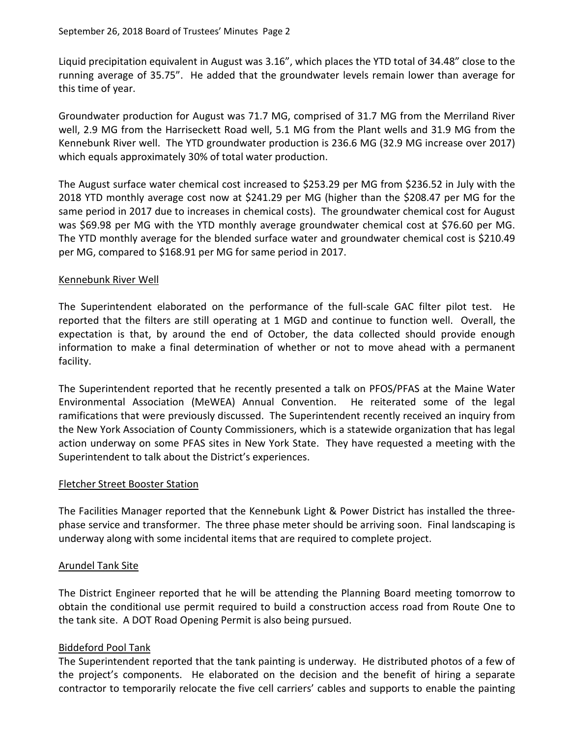Liquid precipitation equivalent in August was 3.16”, which places the YTD total of 34.48” close to the running average of 35.75”. He added that the groundwater levels remain lower than average for this time of year.

Groundwater production for August was 71.7 MG, comprised of 31.7 MG from the Merriland River well, 2.9 MG from the Harriseckett Road well, 5.1 MG from the Plant wells and 31.9 MG from the Kennebunk River well. The YTD groundwater production is 236.6 MG (32.9 MG increase over 2017) which equals approximately 30% of total water production.

The August surface water chemical cost increased to $253.29 per MG from $236.52 in July with the 2018 YTD monthly average cost now at $241.29 per MG (higher than the $208.47 per MG for the same period in 2017 due to increases in chemical costs). The groundwater chemical cost for August was $69.98 per MG with the YTD monthly average groundwater chemical cost at $76.60 per MG. The YTD monthly average for the blended surface water and groundwater chemical cost is $210.49 per MG, compared to $168.91 per MG for same period in 2017.

<u>Kennebunk River Well</u>

The Superintendent elaborated on the performance of the full-scale GAC filter pilot test. He reported that the filters are still operating at 1 MGD and continue to function well. Overall, the expectation is that, by around the end of October, the data collected should provide enough information to make a final determination of whether or not to move ahead with a permanent facility.

The Superintendent reported that he recently presented a talk on PFOS/PFAS at the Maine Water Environmental Association (MeWEA) Annual Convention. He reiterated some of the legal ramifications that were previously discussed. The Superintendent recently received an inquiry from the New York Association of County Commissioners, which is a statewide organization that has legal action underway on some PFAS sites in New York State. They have requested a meeting with the Superintendent to talk about the District’s experiences.

<u>Fletcher Street Booster Station</u>

The Facilities Manager reported that the Kennebunk Light & Power District has installed the three-phase service and transformer. The three phase meter should be arriving soon. Final landscaping is underway along with some incidental items that are required to complete project.

<u>Arundel Tank Site</u>

The District Engineer reported that he will be attending the Planning Board meeting tomorrow to obtain the conditional use permit required to build a construction access road from Route One to the tank site. A DOT Road Opening Permit is also being pursued.

<u>Biddeford Pool Tank</u>

The Superintendent reported that the tank painting is underway. He distributed photos of a few of the project’s components. He elaborated on the decision and the benefit of hiring a separate contractor to temporarily relocate the five cell carriers’ cables and supports to enable the painting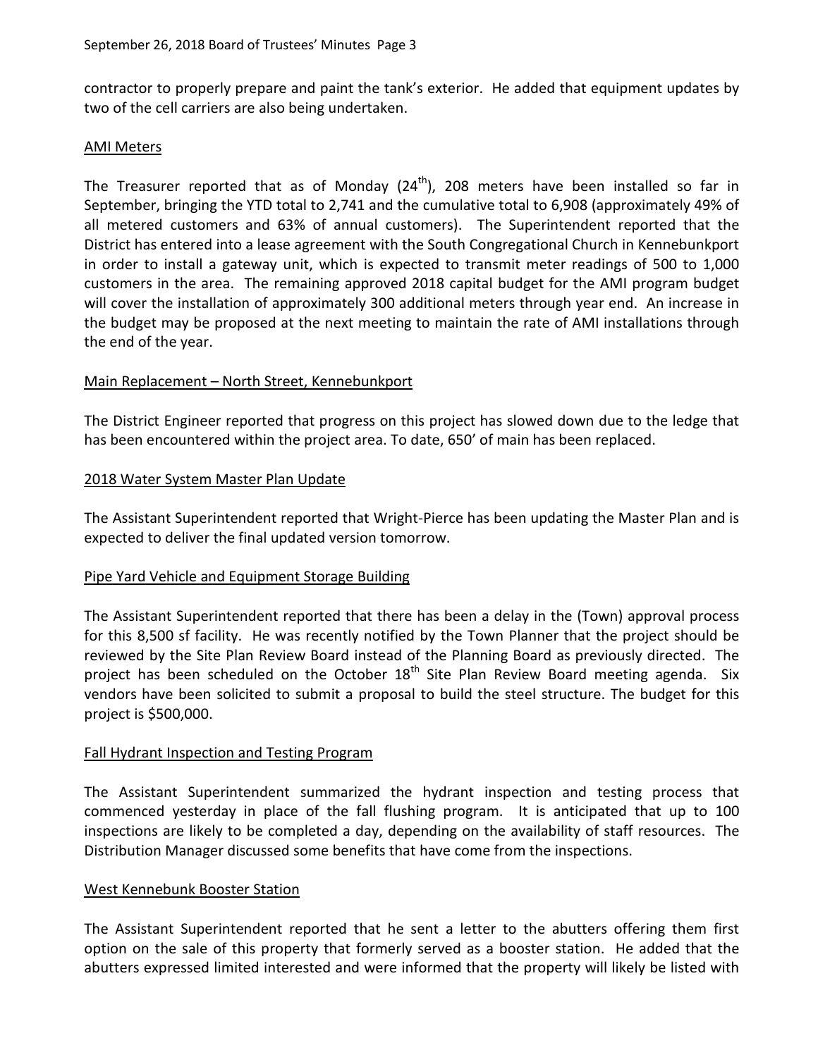contractor to properly prepare and paint the tank's exterior. He added that equipment updates by two of the cell carriers are also being undertaken.

AMI Meters

The Treasurer reported that as of Monday (24th), 208 meters have been installed so far in September, bringing the YTD total to 2,741 and the cumulative total to 6,908 (approximately 49% of all metered customers and 63% of annual customers). The Superintendent reported that the District has entered into a lease agreement with the South Congregational Church in Kennebunkport in order to install a gateway unit, which is expected to transmit meter readings of 500 to 1,000 customers in the area. The remaining approved 2018 capital budget for the AMI program budget will cover the installation of approximately 300 additional meters through year end. An increase in the budget may be proposed at the next meeting to maintain the rate of AMI installations through the end of the year.

Main Replacement – North Street, Kennebunkport

The District Engineer reported that progress on this project has slowed down due to the ledge that has been encountered within the project area. To date, 650' of main has been replaced.

2018 Water System Master Plan Update

The Assistant Superintendent reported that Wright-Pierce has been updating the Master Plan and is expected to deliver the final updated version tomorrow.

Pipe Yard Vehicle and Equipment Storage Building

The Assistant Superintendent reported that there has been a delay in the (Town) approval process for this 8,500 sf facility. He was recently notified by the Town Planner that the project should be reviewed by the Site Plan Review Board instead of the Planning Board as previously directed. The project has been scheduled on the October 18th Site Plan Review Board meeting agenda. Six vendors have been solicited to submit a proposal to build the steel structure. The budget for this project is $500,000.

Fall Hydrant Inspection and Testing Program

The Assistant Superintendent summarized the hydrant inspection and testing process that commenced yesterday in place of the fall flushing program. It is anticipated that up to 100 inspections are likely to be completed a day, depending on the availability of staff resources. The Distribution Manager discussed some benefits that have come from the inspections.

West Kennebunk Booster Station

The Assistant Superintendent reported that he sent a letter to the abutters offering them first option on the sale of this property that formerly served as a booster station. He added that the abutters expressed limited interested and were informed that the property will likely be listed with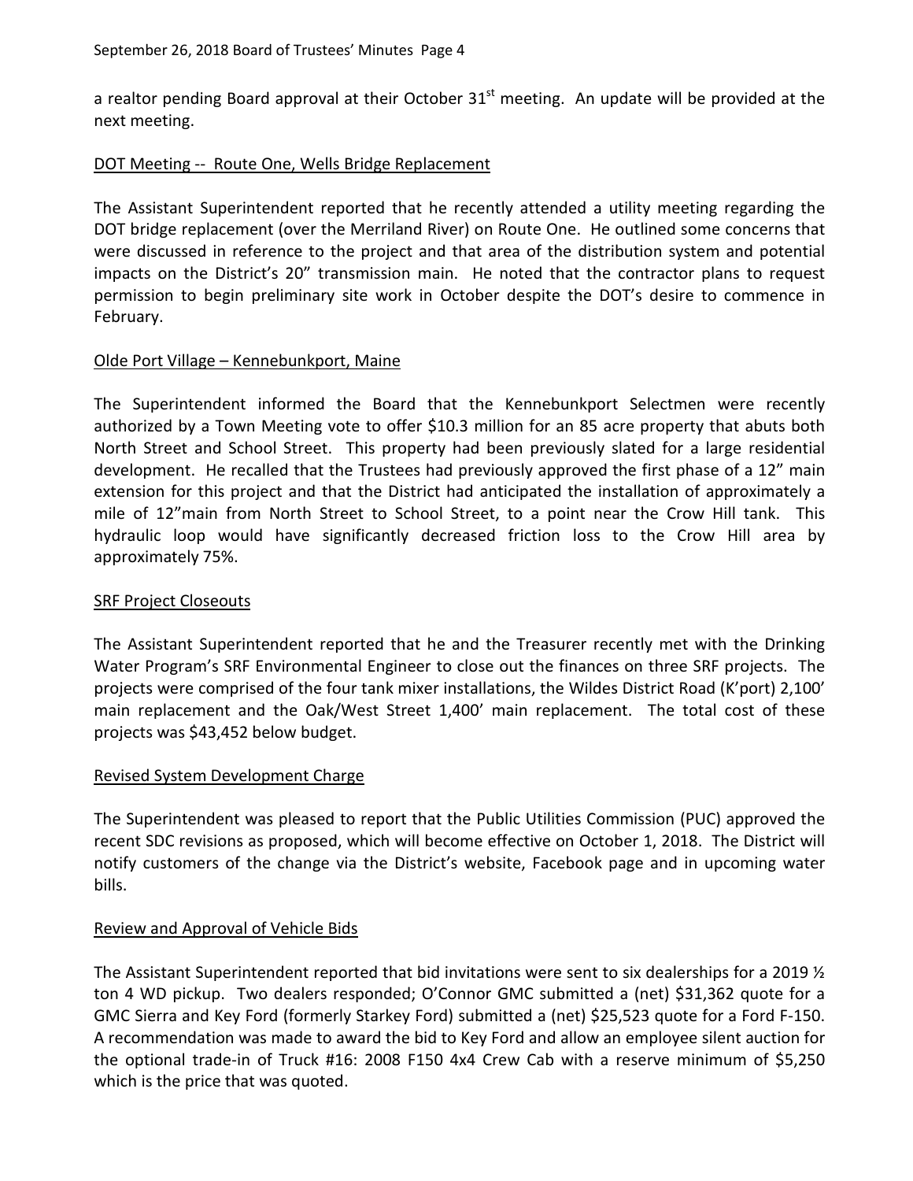a realtor pending Board approval at their October 31st meeting. An update will be provided at the next meeting.

## DOT Meeting -- Route One, Wells Bridge Replacement

The Assistant Superintendent reported that he recently attended a utility meeting regarding the DOT bridge replacement (over the Merriland River) on Route One. He outlined some concerns that were discussed in reference to the project and that area of the distribution system and potential impacts on the District's 20" transmission main. He noted that the contractor plans to request permission to begin preliminary site work in October despite the DOT's desire to commence in February.

## Olde Port Village – Kennebunkport, Maine

The Superintendent informed the Board that the Kennebunkport Selectmen were recently authorized by a Town Meeting vote to offer $10.3 million for an 85 acre property that abuts both North Street and School Street. This property had been previously slated for a large residential development. He recalled that the Trustees had previously approved the first phase of a 12" main extension for this project and that the District had anticipated the installation of approximately a mile of 12"main from North Street to School Street, to a point near the Crow Hill tank. This hydraulic loop would have significantly decreased friction loss to the Crow Hill area by approximately 75%.

## SRF Project Closeouts

The Assistant Superintendent reported that he and the Treasurer recently met with the Drinking Water Program's SRF Environmental Engineer to close out the finances on three SRF projects. The projects were comprised of the four tank mixer installations, the Wildes District Road (K'port) 2,100' main replacement and the Oak/West Street 1,400' main replacement. The total cost of these projects was $43,452 below budget.

## Revised System Development Charge

The Superintendent was pleased to report that the Public Utilities Commission (PUC) approved the recent SDC revisions as proposed, which will become effective on October 1, 2018. The District will notify customers of the change via the District's website, Facebook page and in upcoming water bills.

## Review and Approval of Vehicle Bids

The Assistant Superintendent reported that bid invitations were sent to six dealerships for a 2019 ½ ton 4 WD pickup. Two dealers responded; O'Connor GMC submitted a (net) $31,362 quote for a GMC Sierra and Key Ford (formerly Starkey Ford) submitted a (net) $25,523 quote for a Ford F-150. A recommendation was made to award the bid to Key Ford and allow an employee silent auction for the optional trade-in of Truck #16: 2008 F150 4x4 Crew Cab with a reserve minimum of $5,250 which is the price that was quoted.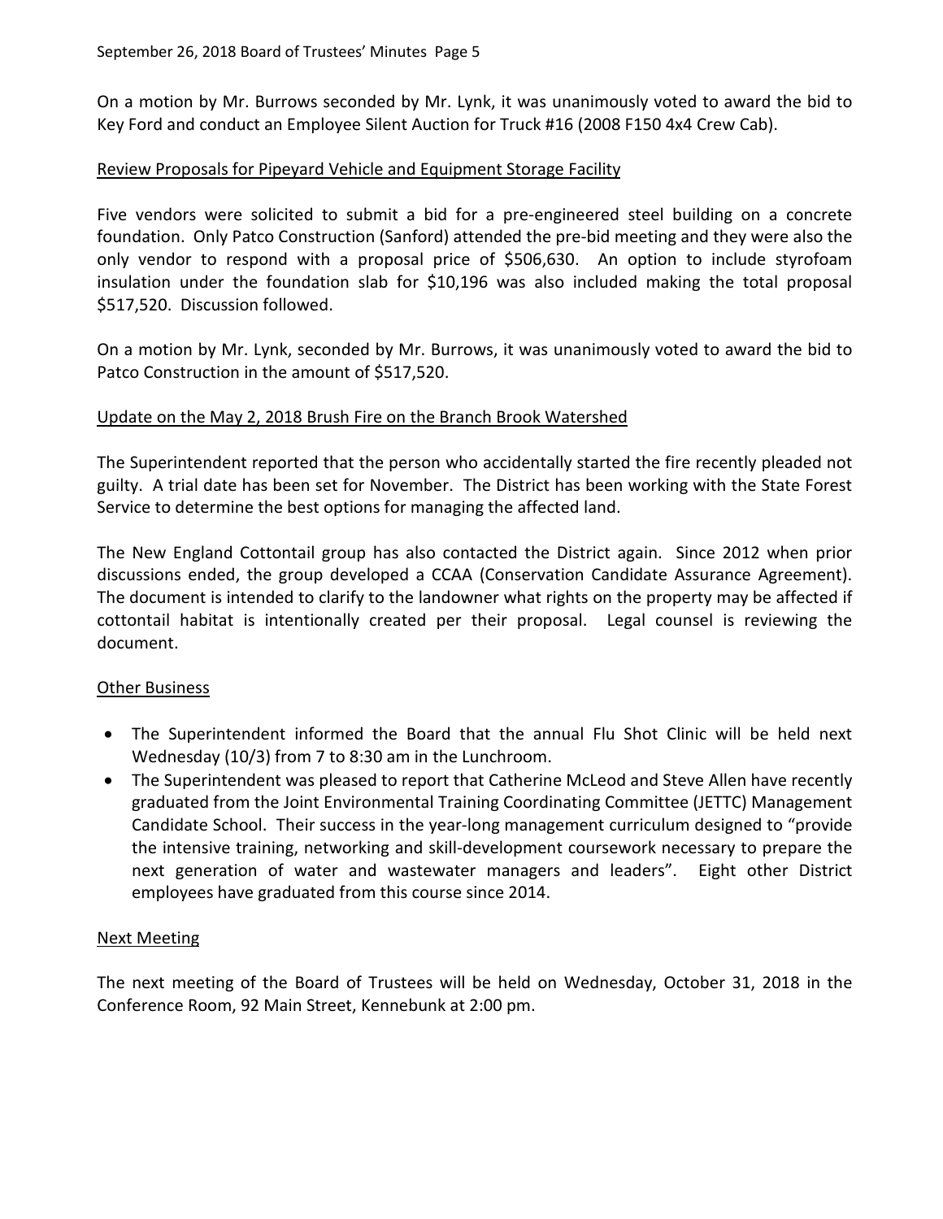On a motion by Mr. Burrows seconded by Mr. Lynk, it was unanimously voted to award the bid to Key Ford and conduct an Employee Silent Auction for Truck #16 (2008 F150 4x4 Crew Cab).

Review Proposals for Pipeyard Vehicle and Equipment Storage Facility

Five vendors were solicited to submit a bid for a pre-engineered steel building on a concrete foundation. Only Patco Construction (Sanford) attended the pre-bid meeting and they were also the only vendor to respond with a proposal price of $506,630. An option to include styrofoam insulation under the foundation slab for $10,196 was also included making the total proposal $517,520. Discussion followed.

On a motion by Mr. Lynk, seconded by Mr. Burrows, it was unanimously voted to award the bid to Patco Construction in the amount of $517,520.

Update on the May 2, 2018 Brush Fire on the Branch Brook Watershed

The Superintendent reported that the person who accidentally started the fire recently pleaded not guilty. A trial date has been set for November. The District has been working with the State Forest Service to determine the best options for managing the affected land.

The New England Cottontail group has also contacted the District again. Since 2012 when prior discussions ended, the group developed a CCAA (Conservation Candidate Assurance Agreement). The document is intended to clarify to the landowner what rights on the property may be affected if cottontail habitat is intentionally created per their proposal. Legal counsel is reviewing the document.

Other Business

- The Superintendent informed the Board that the annual Flu Shot Clinic will be held next Wednesday (10/3) from 7 to 8:30 am in the Lunchroom.
- The Superintendent was pleased to report that Catherine McLeod and Steve Allen have recently graduated from the Joint Environmental Training Coordinating Committee (JETTC) Management Candidate School. Their success in the year-long management curriculum designed to "provide the intensive training, networking and skill-development coursework necessary to prepare the next generation of water and wastewater managers and leaders". Eight other District employees have graduated from this course since 2014.

Next Meeting

The next meeting of the Board of Trustees will be held on Wednesday, October 31, 2018 in the Conference Room, 92 Main Street, Kennebunk at 2:00 pm.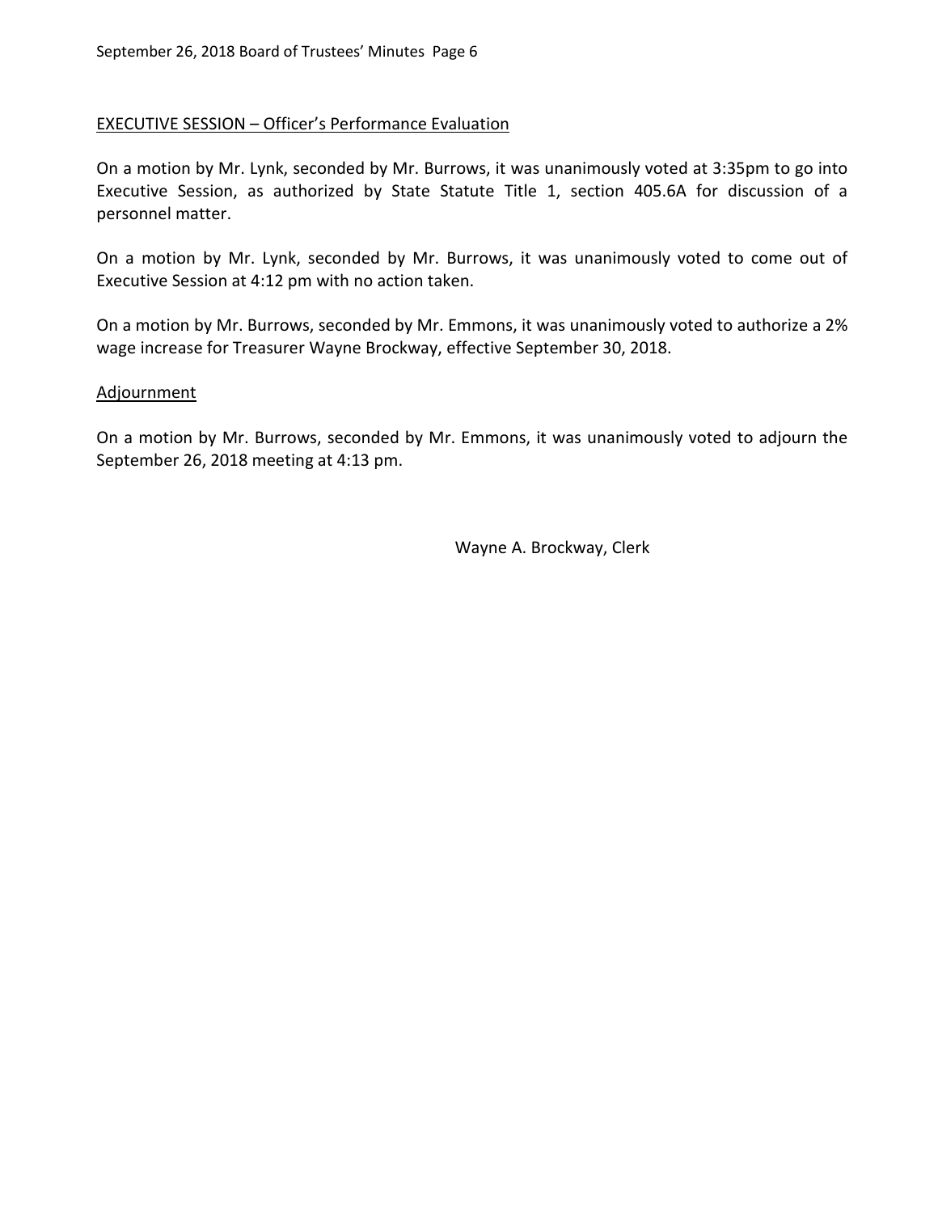EXECUTIVE SESSION – Officer's Performance Evaluation

On a motion by Mr. Lynk, seconded by Mr. Burrows, it was unanimously voted at 3:35pm to go into Executive Session, as authorized by State Statute Title 1, section 405.6A for discussion of a personnel matter.

On a motion by Mr. Lynk, seconded by Mr. Burrows, it was unanimously voted to come out of Executive Session at 4:12 pm with no action taken.

On a motion by Mr. Burrows, seconded by Mr. Emmons, it was unanimously voted to authorize a 2% wage increase for Treasurer Wayne Brockway, effective September 30, 2018.

Adjournment

On a motion by Mr. Burrows, seconded by Mr. Emmons, it was unanimously voted to adjourn the September 26, 2018 meeting at 4:13 pm.

Wayne A. Brockway, Clerk